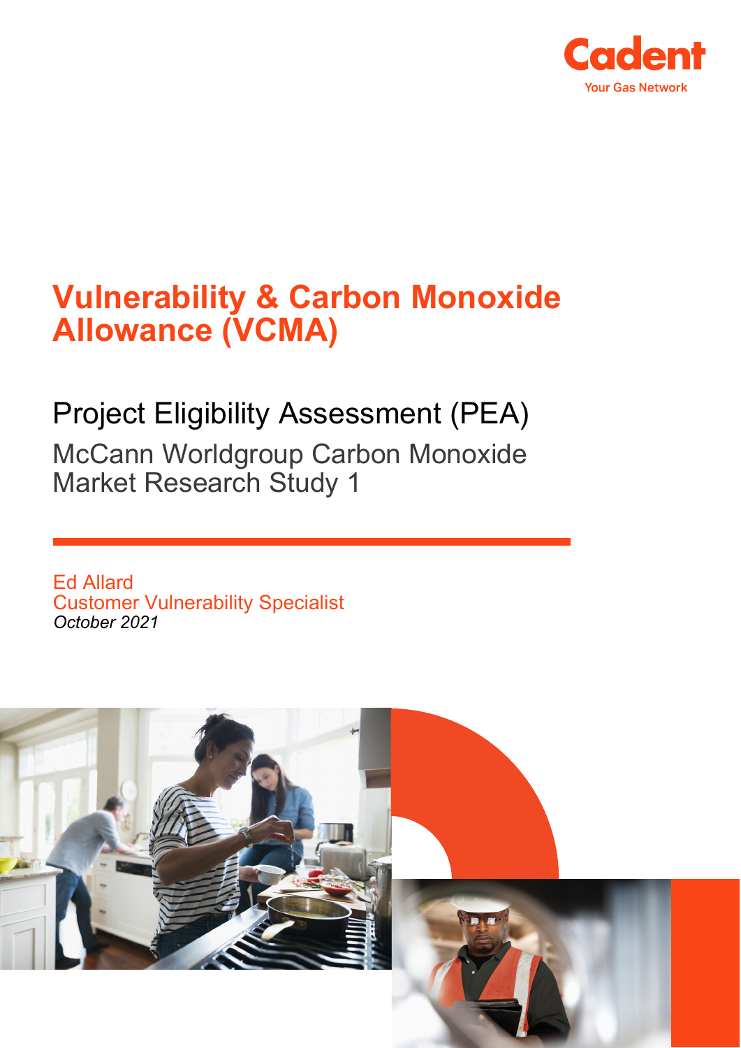Cadent
Your Gas Network

# Vulnerability & Carbon Monoxide Allowance (VCMA)

## Project Eligibility Assessment (PEA)

### McCann Worldgroup Carbon Monoxide Market Research Study 1

Ed Allard
Customer Vulnerability Specialist
*October 2021*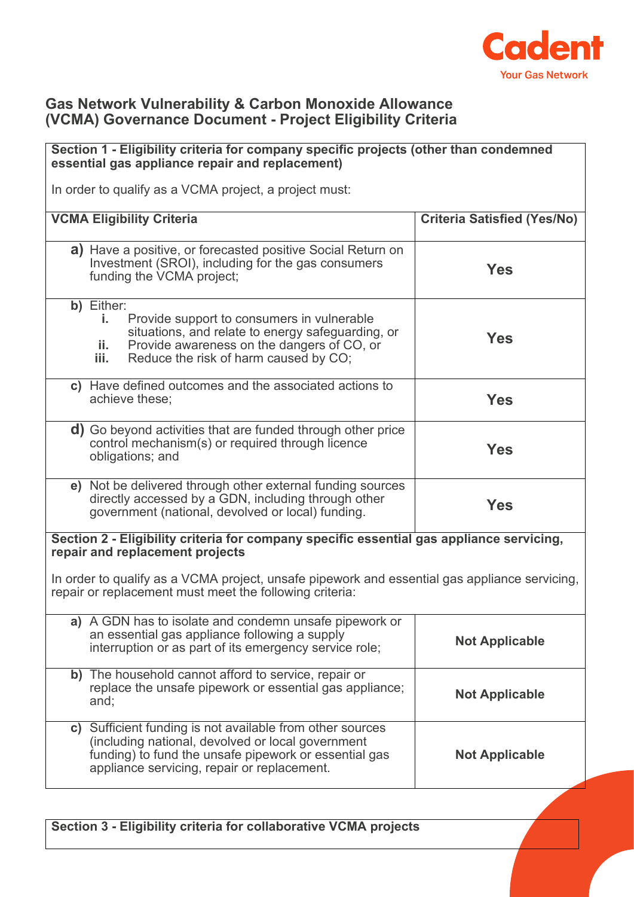## Gas Network Vulnerability & Carbon Monoxide Allowance (VCMA) Governance Document - Project Eligibility Criteria

**Section 1 - Eligibility criteria for company specific projects (other than condemned essential gas appliance repair and replacement)**

In order to qualify as a VCMA project, a project must:

| VCMA Eligibility Criteria | Criteria Satisfied (Yes/No) |
|---|---|
| **a)** Have a positive, or forecasted positive Social Return on Investment (SROI), including for the gas consumers funding the VCMA project; | **Yes** |
| **b)** Either: **i.** Provide support to consumers in vulnerable situations, and relate to energy safeguarding, or **ii.** Provide awareness on the dangers of CO, or **iii.** Reduce the risk of harm caused by CO; | **Yes** |
| **c)** Have defined outcomes and the associated actions to achieve these; | **Yes** |
| **d)** Go beyond activities that are funded through other price control mechanism(s) or required through licence obligations; and | **Yes** |
| **e)** Not be delivered through other external funding sources directly accessed by a GDN, including through other government (national, devolved or local) funding. | **Yes** |

**Section 2 - Eligibility criteria for company specific essential gas appliance servicing, repair and replacement projects**

In order to qualify as a VCMA project, unsafe pipework and essential gas appliance servicing, repair or replacement must meet the following criteria:

| Criteria | Criteria Satisfied (Yes/No) |
|---|---|
| **a)** A GDN has to isolate and condemn unsafe pipework or an essential gas appliance following a supply interruption or as part of its emergency service role; | **Not Applicable** |
| **b)** The household cannot afford to service, repair or replace the unsafe pipework or essential gas appliance; and; | **Not Applicable** |
| **c)** Sufficient funding is not available from other sources (including national, devolved or local government funding) to fund the unsafe pipework or essential gas appliance servicing, repair or replacement. | **Not Applicable** |

**Section 3 - Eligibility criteria for collaborative VCMA projects**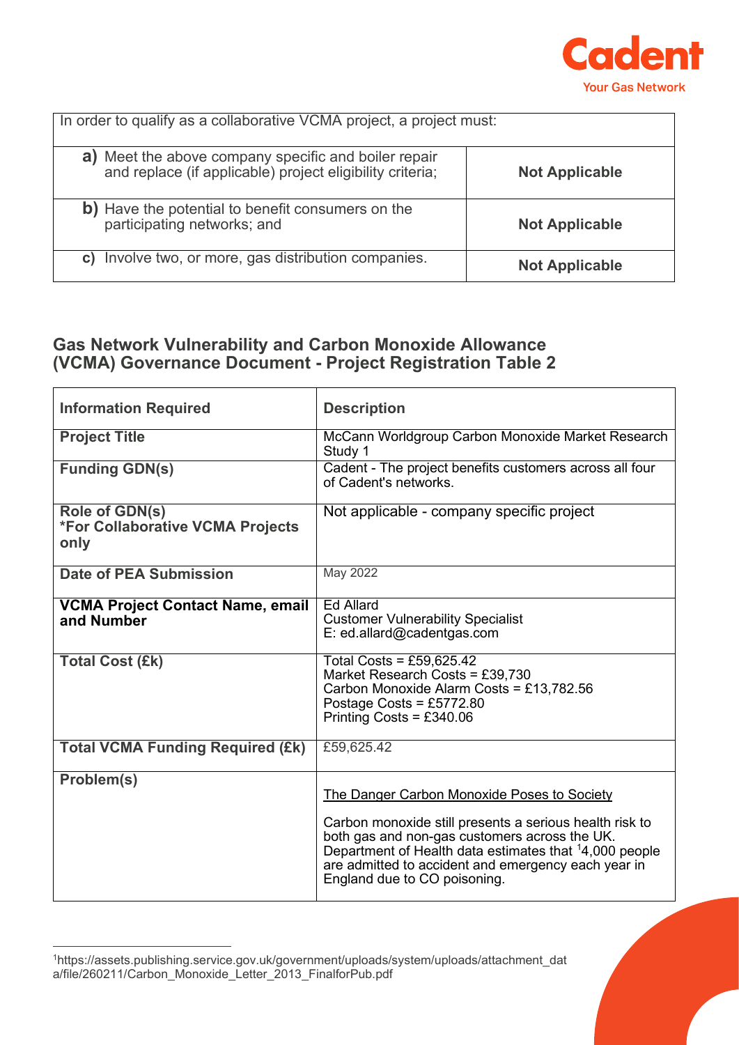| In order to qualify as a collaborative VCMA project, a project must: | |
|---|---|
| **a)** Meet the above company specific and boiler repair and replace (if applicable) project eligibility criteria; | **Not Applicable** |
| **b)** Have the potential to benefit consumers on the participating networks; and | **Not Applicable** |
| **c)** Involve two, or more, gas distribution companies. | **Not Applicable** |

## Gas Network Vulnerability and Carbon Monoxide Allowance (VCMA) Governance Document - Project Registration Table 2

| Information Required | Description |
|---|---|
| **Project Title** | McCann Worldgroup Carbon Monoxide Market Research Study 1 |
| **Funding GDN(s)** | Cadent - The project benefits customers across all four of Cadent's networks. |
| **Role of GDN(s)** **\*For Collaborative VCMA Projects only** | Not applicable - company specific project |
| **Date of PEA Submission** | May 2022 |
| **VCMA Project Contact Name, email and Number** | Ed Allard<br>Customer Vulnerability Specialist<br>E: ed.allard@cadentgas.com |
| **Total Cost (£k)** | Total Costs = £59,625.42<br>Market Research Costs = £39,730<br>Carbon Monoxide Alarm Costs = £13,782.56<br>Postage Costs = £5772.80<br>Printing Costs = £340.06 |
| **Total VCMA Funding Required (£k)** | £59,625.42 |
| **Problem(s)** | <u>The Danger Carbon Monoxide Poses to Society</u><br><br>Carbon monoxide still presents a serious health risk to both gas and non-gas customers across the UK. Department of Health data estimates that [1]4,000 people are admitted to accident and emergency each year in England due to CO poisoning. |

[1]https://assets.publishing.service.gov.uk/government/uploads/system/uploads/attachment_data/file/260211/Carbon_Monoxide_Letter_2013_FinalforPub.pdf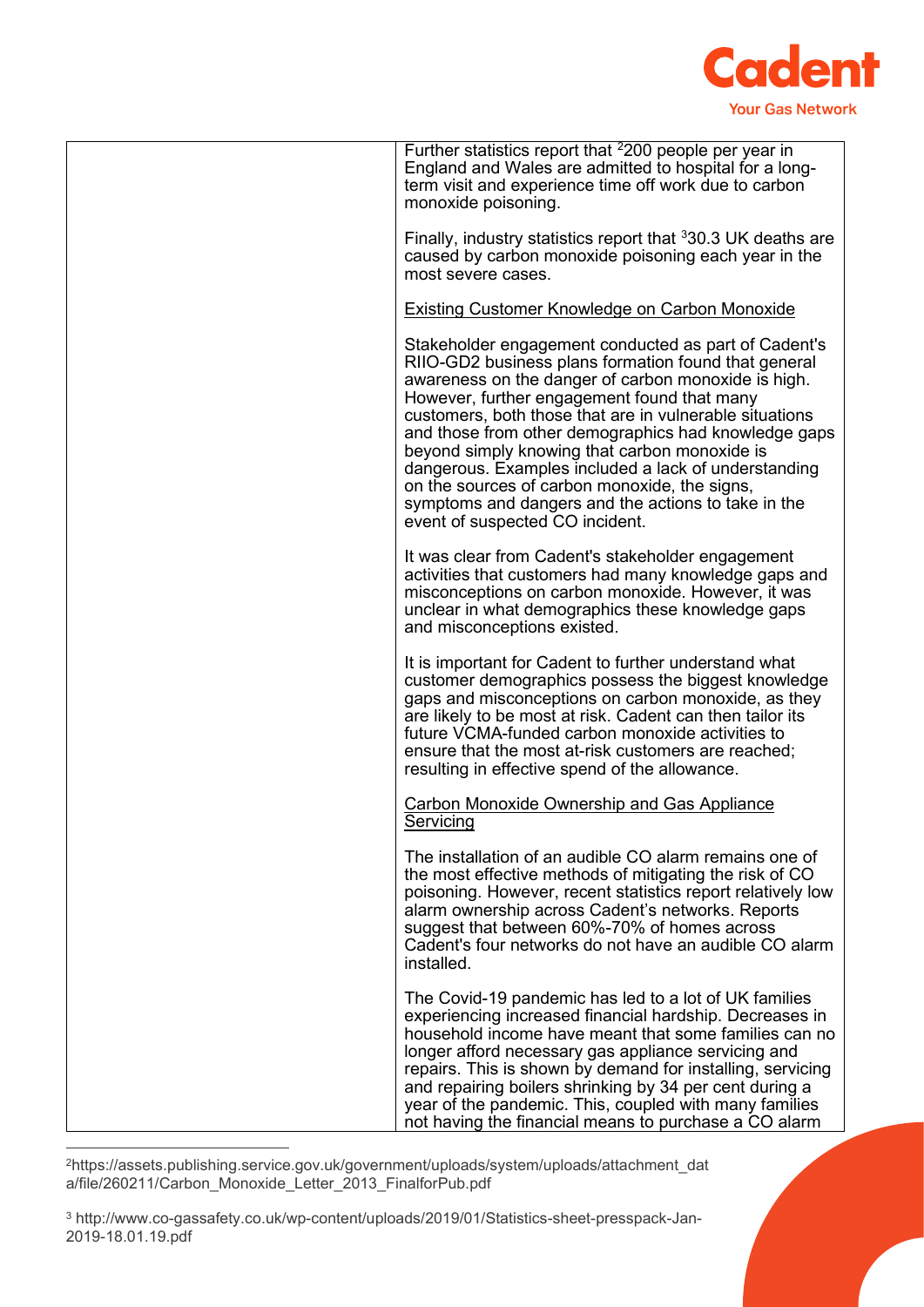| | |
|---|---|
| | Further statistics report that [2]200 people per year in England and Wales are admitted to hospital for a long-term visit and experience time off work due to carbon monoxide poisoning.<br><br>Finally, industry statistics report that [3]30.3 UK deaths are caused by carbon monoxide poisoning each year in the most severe cases.<br><br><u>Existing Customer Knowledge on Carbon Monoxide</u><br><br>Stakeholder engagement conducted as part of Cadent's RIIO-GD2 business plans formation found that general awareness on the danger of carbon monoxide is high. However, further engagement found that many customers, both those that are in vulnerable situations and those from other demographics had knowledge gaps beyond simply knowing that carbon monoxide is dangerous. Examples included a lack of understanding on the sources of carbon monoxide, the signs, symptoms and dangers and the actions to take in the event of suspected CO incident.<br><br>It was clear from Cadent's stakeholder engagement activities that customers had many knowledge gaps and misconceptions on carbon monoxide. However, it was unclear in what demographics these knowledge gaps and misconceptions existed.<br><br>It is important for Cadent to further understand what customer demographics possess the biggest knowledge gaps and misconceptions on carbon monoxide, as they are likely to be most at risk. Cadent can then tailor its future VCMA-funded carbon monoxide activities to ensure that the most at-risk customers are reached; resulting in effective spend of the allowance.<br><br><u>Carbon Monoxide Ownership and Gas Appliance Servicing</u><br><br>The installation of an audible CO alarm remains one of the most effective methods of mitigating the risk of CO poisoning. However, recent statistics report relatively low alarm ownership across Cadent's networks. Reports suggest that between 60%-70% of homes across Cadent's four networks do not have an audible CO alarm installed.<br><br>The Covid-19 pandemic has led to a lot of UK families experiencing increased financial hardship. Decreases in household income have meant that some families can no longer afford necessary gas appliance servicing and repairs. This is shown by demand for installing, servicing and repairing boilers shrinking by 34 per cent during a year of the pandemic. This, coupled with many families not having the financial means to purchase a CO alarm |

[2] https://assets.publishing.service.gov.uk/government/uploads/system/uploads/attachment_data/file/260211/Carbon_Monoxide_Letter_2013_FinalforPub.pdf

[3] http://www.co-gassafety.co.uk/wp-content/uploads/2019/01/Statistics-sheet-presspack-Jan-2019-18.01.19.pdf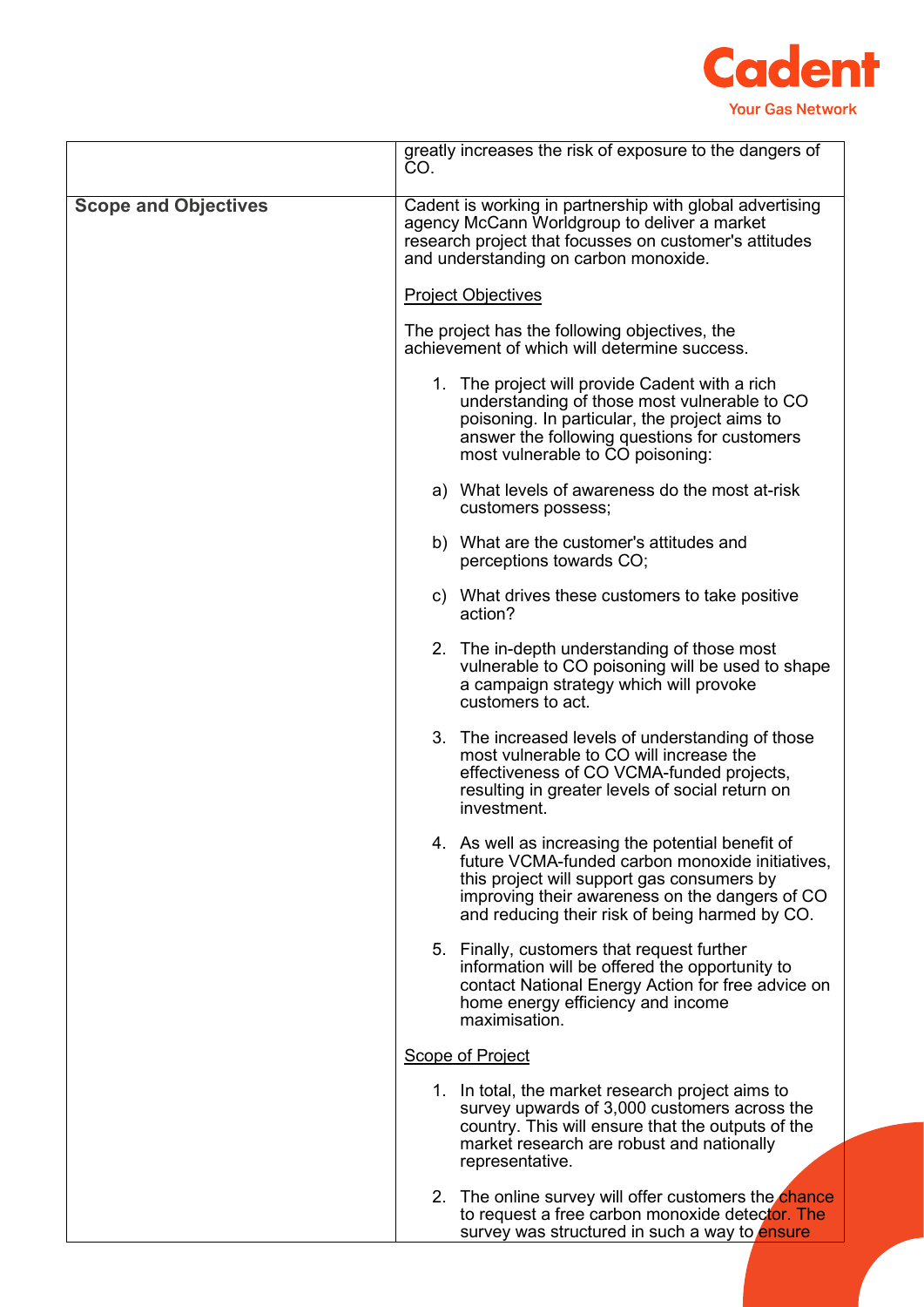| | |
|---|---|
| | greatly increases the risk of exposure to the dangers of CO. |
| **Scope and Objectives** | Cadent is working in partnership with global advertising agency McCann Worldgroup to deliver a market research project that focusses on customer's attitudes and understanding on carbon monoxide.<br><br><u>Project Objectives</u><br><br>The project has the following objectives, the achievement of which will determine success.<br><br>1. The project will provide Cadent with a rich understanding of those most vulnerable to CO poisoning. In particular, the project aims to answer the following questions for customers most vulnerable to CO poisoning:<br><br>a) What levels of awareness do the most at-risk customers possess;<br><br>b) What are the customer's attitudes and perceptions towards CO;<br><br>c) What drives these customers to take positive action?<br><br>2. The in-depth understanding of those most vulnerable to CO poisoning will be used to shape a campaign strategy which will provoke customers to act.<br><br>3. The increased levels of understanding of those most vulnerable to CO will increase the effectiveness of CO VCMA-funded projects, resulting in greater levels of social return on investment.<br><br>4. As well as increasing the potential benefit of future VCMA-funded carbon monoxide initiatives, this project will support gas consumers by improving their awareness on the dangers of CO and reducing their risk of being harmed by CO.<br><br>5. Finally, customers that request further information will be offered the opportunity to contact National Energy Action for free advice on home energy efficiency and income maximisation.<br><br><u>Scope of Project</u><br><br>1. In total, the market research project aims to survey upwards of 3,000 customers across the country. This will ensure that the outputs of the market research are robust and nationally representative.<br><br>2. The online survey will offer customers the chance to request a free carbon monoxide detector. The survey was structured in such a way to ensure |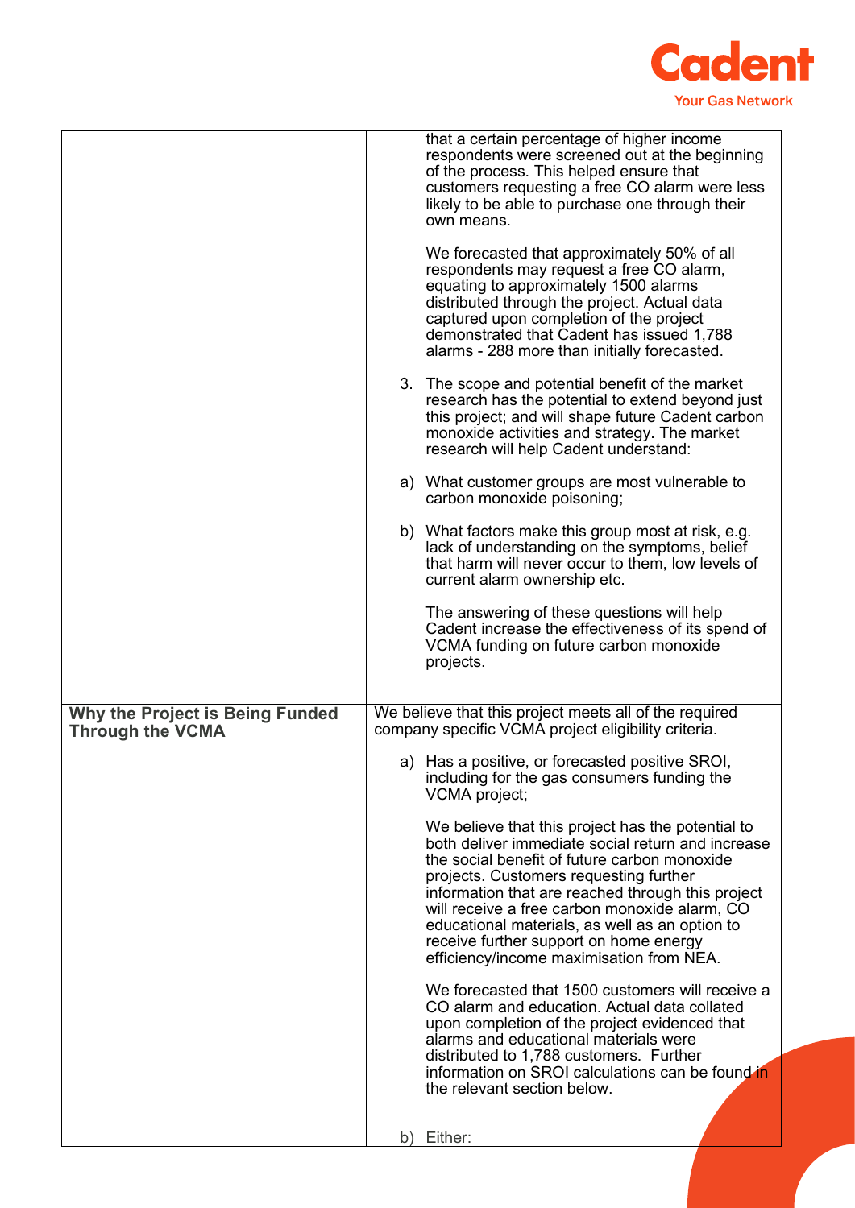| | |
|---|---|
| | that a certain percentage of higher income respondents were screened out at the beginning of the process. This helped ensure that customers requesting a free CO alarm were less likely to be able to purchase one through their own means.<br><br>We forecasted that approximately 50% of all respondents may request a free CO alarm, equating to approximately 1500 alarms distributed through the project. Actual data captured upon completion of the project demonstrated that Cadent has issued 1,788 alarms - 288 more than initially forecasted.<br><br>3. The scope and potential benefit of the market research has the potential to extend beyond just this project; and will shape future Cadent carbon monoxide activities and strategy. The market research will help Cadent understand:<br><br>a) What customer groups are most vulnerable to carbon monoxide poisoning;<br><br>b) What factors make this group most at risk, e.g. lack of understanding on the symptoms, belief that harm will never occur to them, low levels of current alarm ownership etc.<br><br>The answering of these questions will help Cadent increase the effectiveness of its spend of VCMA funding on future carbon monoxide projects. |
| **Why the Project is Being Funded Through the VCMA** | We believe that this project meets all of the required company specific VCMA project eligibility criteria.<br><br>a) Has a positive, or forecasted positive SROI, including for the gas consumers funding the VCMA project;<br><br>We believe that this project has the potential to both deliver immediate social return and increase the social benefit of future carbon monoxide projects. Customers requesting further information that are reached through this project will receive a free carbon monoxide alarm, CO educational materials, as well as an option to receive further support on home energy efficiency/income maximisation from NEA.<br><br>We forecasted that 1500 customers will receive a CO alarm and education. Actual data collated upon completion of the project evidenced that alarms and educational materials were distributed to 1,788 customers. Further information on SROI calculations can be found in the relevant section below.<br><br>b) Either: |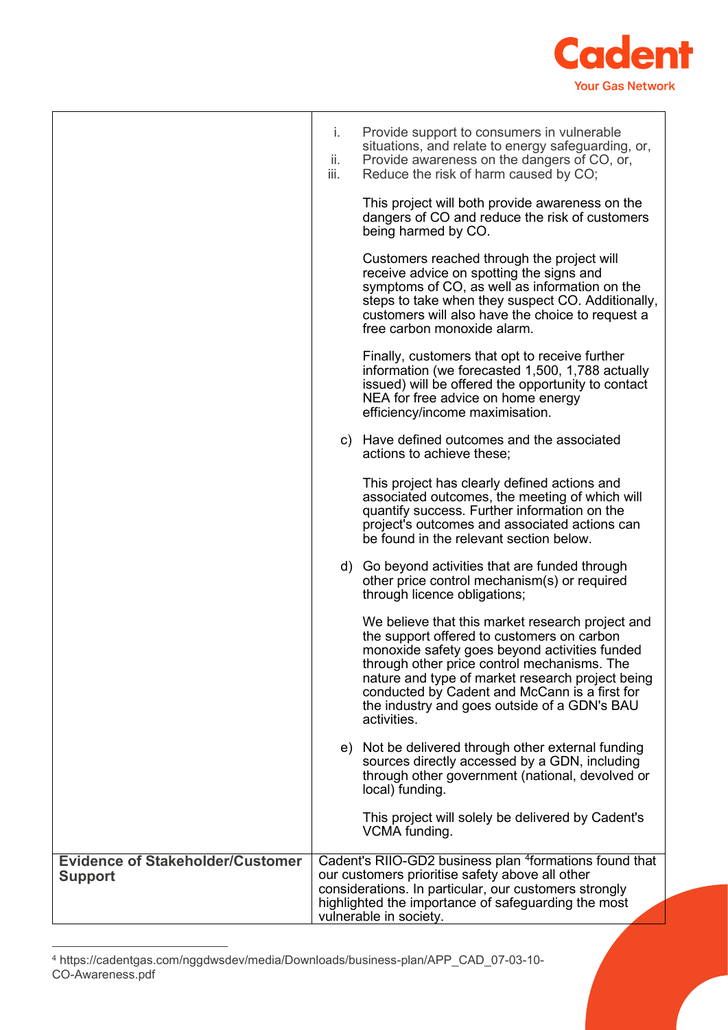| | |
|---|---|
| | i. Provide support to consumers in vulnerable situations, and relate to energy safeguarding, or,<br>ii. Provide awareness on the dangers of CO, or,<br>iii. Reduce the risk of harm caused by CO;<br><br>This project will both provide awareness on the dangers of CO and reduce the risk of customers being harmed by CO.<br><br>Customers reached through the project will receive advice on spotting the signs and symptoms of CO, as well as information on the steps to take when they suspect CO. Additionally, customers will also have the choice to request a free carbon monoxide alarm.<br><br>Finally, customers that opt to receive further information (we forecasted 1,500, 1,788 actually issued) will be offered the opportunity to contact NEA for free advice on home energy efficiency/income maximisation.<br><br>c) Have defined outcomes and the associated actions to achieve these;<br><br>This project has clearly defined actions and associated outcomes, the meeting of which will quantify success. Further information on the project's outcomes and associated actions can be found in the relevant section below.<br><br>d) Go beyond activities that are funded through other price control mechanism(s) or required through licence obligations;<br><br>We believe that this market research project and the support offered to customers on carbon monoxide safety goes beyond activities funded through other price control mechanisms. The nature and type of market research project being conducted by Cadent and McCann is a first for the industry and goes outside of a GDN's BAU activities.<br><br>e) Not be delivered through other external funding sources directly accessed by a GDN, including through other government (national, devolved or local) funding.<br><br>This project will solely be delivered by Cadent's VCMA funding. |
| **Evidence of Stakeholder/Customer Support** | Cadent's RIIO-GD2 business plan [4]formations found that our customers prioritise safety above all other considerations. In particular, our customers strongly highlighted the importance of safeguarding the most vulnerable in society. |

[4] https://cadentgas.com/nggdwsdev/media/Downloads/business-plan/APP_CAD_07-03-10-CO-Awareness.pdf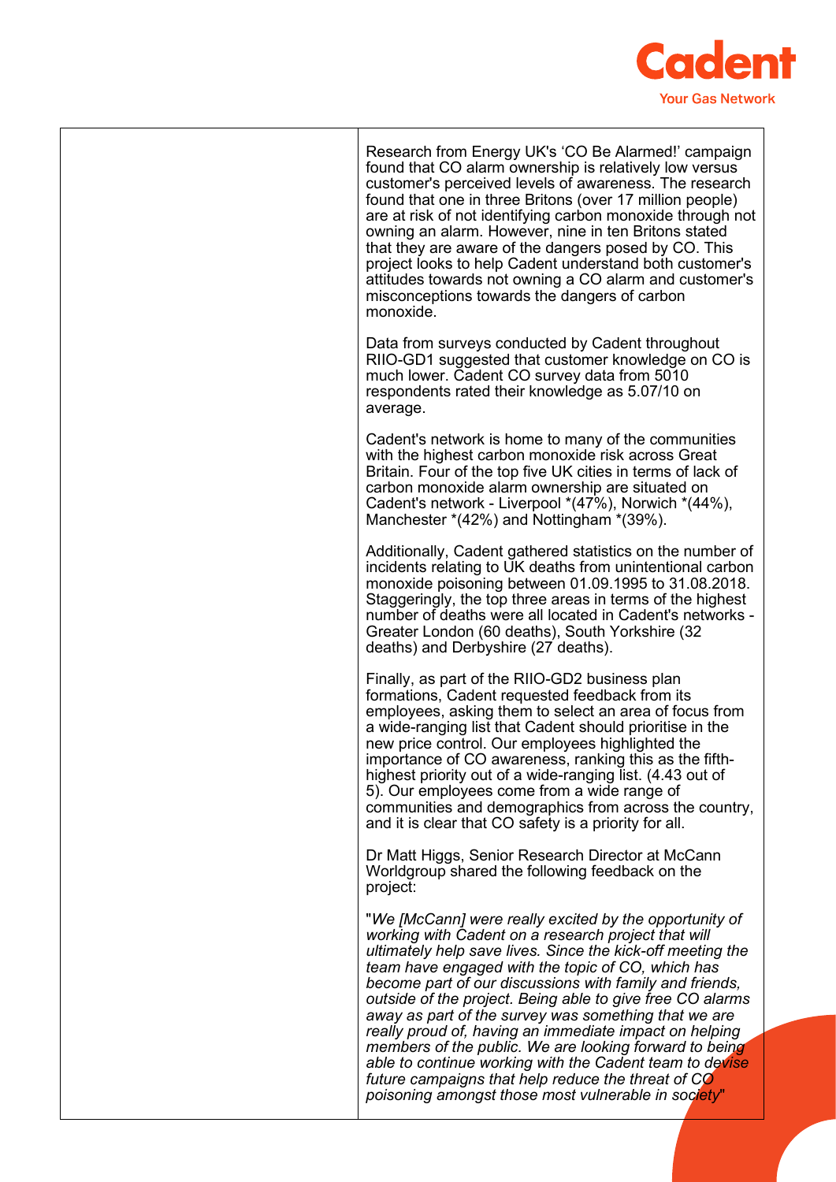| | |
|---|---|
| | Research from Energy UK's 'CO Be Alarmed!' campaign found that CO alarm ownership is relatively low versus customer's perceived levels of awareness. The research found that one in three Britons (over 17 million people) are at risk of not identifying carbon monoxide through not owning an alarm. However, nine in ten Britons stated that they are aware of the dangers posed by CO. This project looks to help Cadent understand both customer's attitudes towards not owning a CO alarm and customer's misconceptions towards the dangers of carbon monoxide.<br><br>Data from surveys conducted by Cadent throughout RIIO-GD1 suggested that customer knowledge on CO is much lower. Cadent CO survey data from 5010 respondents rated their knowledge as 5.07/10 on average.<br><br>Cadent's network is home to many of the communities with the highest carbon monoxide risk across Great Britain. Four of the top five UK cities in terms of lack of carbon monoxide alarm ownership are situated on Cadent's network - Liverpool *(47%), Norwich *(44%), Manchester *(42%) and Nottingham *(39%).<br><br>Additionally, Cadent gathered statistics on the number of incidents relating to UK deaths from unintentional carbon monoxide poisoning between 01.09.1995 to 31.08.2018. Staggeringly, the top three areas in terms of the highest number of deaths were all located in Cadent's networks - Greater London (60 deaths), South Yorkshire (32 deaths) and Derbyshire (27 deaths).<br><br>Finally, as part of the RIIO-GD2 business plan formations, Cadent requested feedback from its employees, asking them to select an area of focus from a wide-ranging list that Cadent should prioritise in the new price control. Our employees highlighted the importance of CO awareness, ranking this as the fifth-highest priority out of a wide-ranging list. (4.43 out of 5). Our employees come from a wide range of communities and demographics from across the country, and it is clear that CO safety is a priority for all.<br><br>Dr Matt Higgs, Senior Research Director at McCann Worldgroup shared the following feedback on the project:<br><br>"*We [McCann] were really excited by the opportunity of working with Cadent on a research project that will ultimately help save lives. Since the kick-off meeting the team have engaged with the topic of CO, which has become part of our discussions with family and friends, outside of the project. Being able to give free CO alarms away as part of the survey was something that we are really proud of, having an immediate impact on helping members of the public. We are looking forward to being able to continue working with the Cadent team to devise future campaigns that help reduce the threat of CO poisoning amongst those most vulnerable in society*" |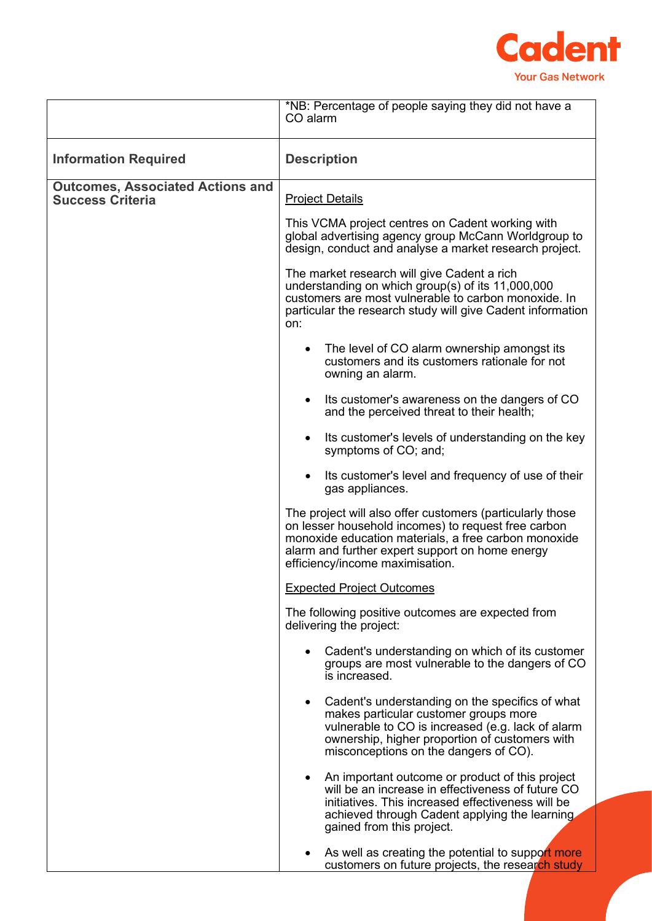| | *NB: Percentage of people saying they did not have a CO alarm |
|---|---|
| **Information Required** | **Description** |
| **Outcomes, Associated Actions and Success Criteria** | Project Details<br><br>This VCMA project centres on Cadent working with global advertising agency group McCann Worldgroup to design, conduct and analyse a market research project.<br><br>The market research will give Cadent a rich understanding on which group(s) of its 11,000,000 customers are most vulnerable to carbon monoxide. In particular the research study will give Cadent information on:<br><br>• The level of CO alarm ownership amongst its customers and its customers rationale for not owning an alarm.<br>• Its customer's awareness on the dangers of CO and the perceived threat to their health;<br>• Its customer's levels of understanding on the key symptoms of CO; and;<br>• Its customer's level and frequency of use of their gas appliances.<br><br>The project will also offer customers (particularly those on lesser household incomes) to request free carbon monoxide education materials, a free carbon monoxide alarm and further expert support on home energy efficiency/income maximisation.<br><br>Expected Project Outcomes<br><br>The following positive outcomes are expected from delivering the project:<br><br>• Cadent's understanding on which of its customer groups are most vulnerable to the dangers of CO is increased.<br>• Cadent's understanding on the specifics of what makes particular customer groups more vulnerable to CO is increased (e.g. lack of alarm ownership, higher proportion of customers with misconceptions on the dangers of CO).<br>• An important outcome or product of this project will be an increase in effectiveness of future CO initiatives. This increased effectiveness will be achieved through Cadent applying the learning gained from this project.<br>• As well as creating the potential to support more customers on future projects, the research study |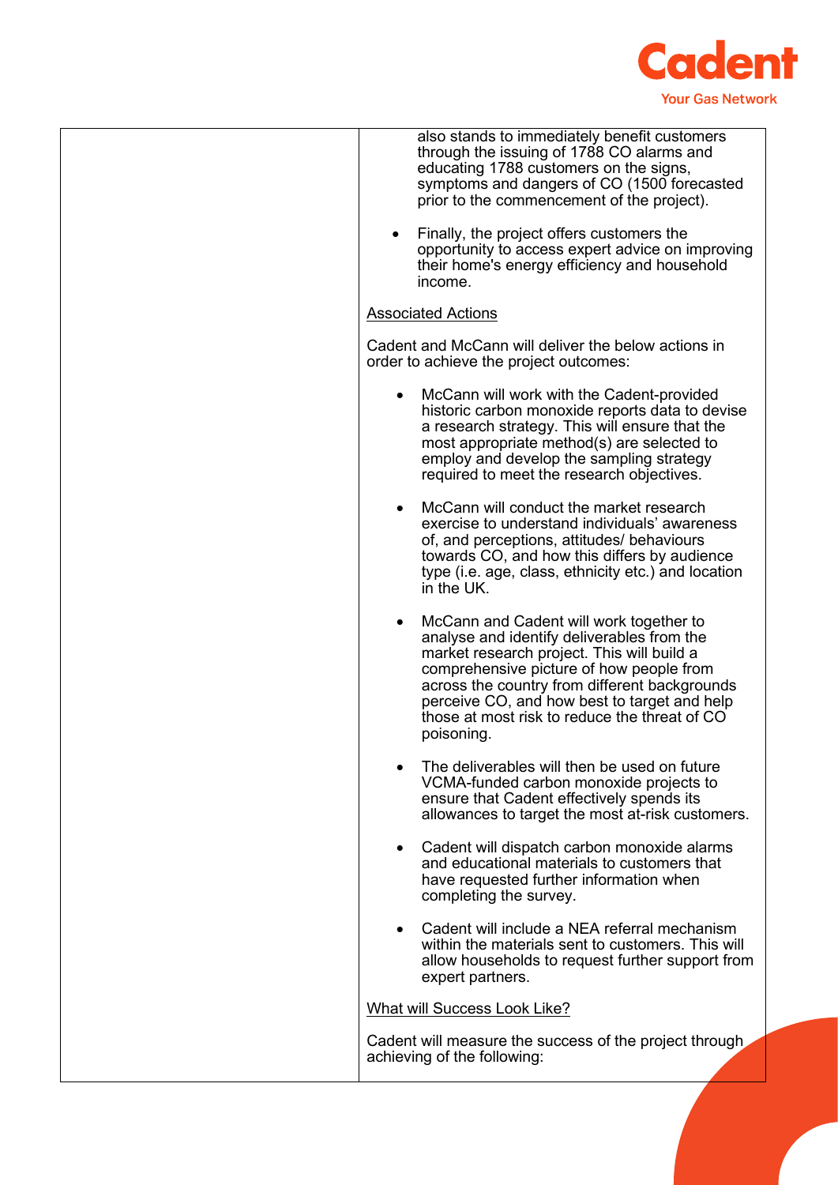| | also stands to immediately benefit customers through the issuing of 1788 CO alarms and educating 1788 customers on the signs, symptoms and dangers of CO (1500 forecasted prior to the commencement of the project).<br><br>• Finally, the project offers customers the opportunity to access expert advice on improving their home's energy efficiency and household income.<br><br><u>Associated Actions</u><br><br>Cadent and McCann will deliver the below actions in order to achieve the project outcomes:<br><br>• McCann will work with the Cadent-provided historic carbon monoxide reports data to devise a research strategy. This will ensure that the most appropriate method(s) are selected to employ and develop the sampling strategy required to meet the research objectives.<br><br>• McCann will conduct the market research exercise to understand individuals' awareness of, and perceptions, attitudes/ behaviours towards CO, and how this differs by audience type (i.e. age, class, ethnicity etc.) and location in the UK.<br><br>• McCann and Cadent will work together to analyse and identify deliverables from the market research project. This will build a comprehensive picture of how people from across the country from different backgrounds perceive CO, and how best to target and help those at most risk to reduce the threat of CO poisoning.<br><br>• The deliverables will then be used on future VCMA-funded carbon monoxide projects to ensure that Cadent effectively spends its allowances to target the most at-risk customers.<br><br>• Cadent will dispatch carbon monoxide alarms and educational materials to customers that have requested further information when completing the survey.<br><br>• Cadent will include a NEA referral mechanism within the materials sent to customers. This will allow households to request further support from expert partners.<br><br><u>What will Success Look Like?</u><br><br>Cadent will measure the success of the project through achieving of the following: |
|---|---|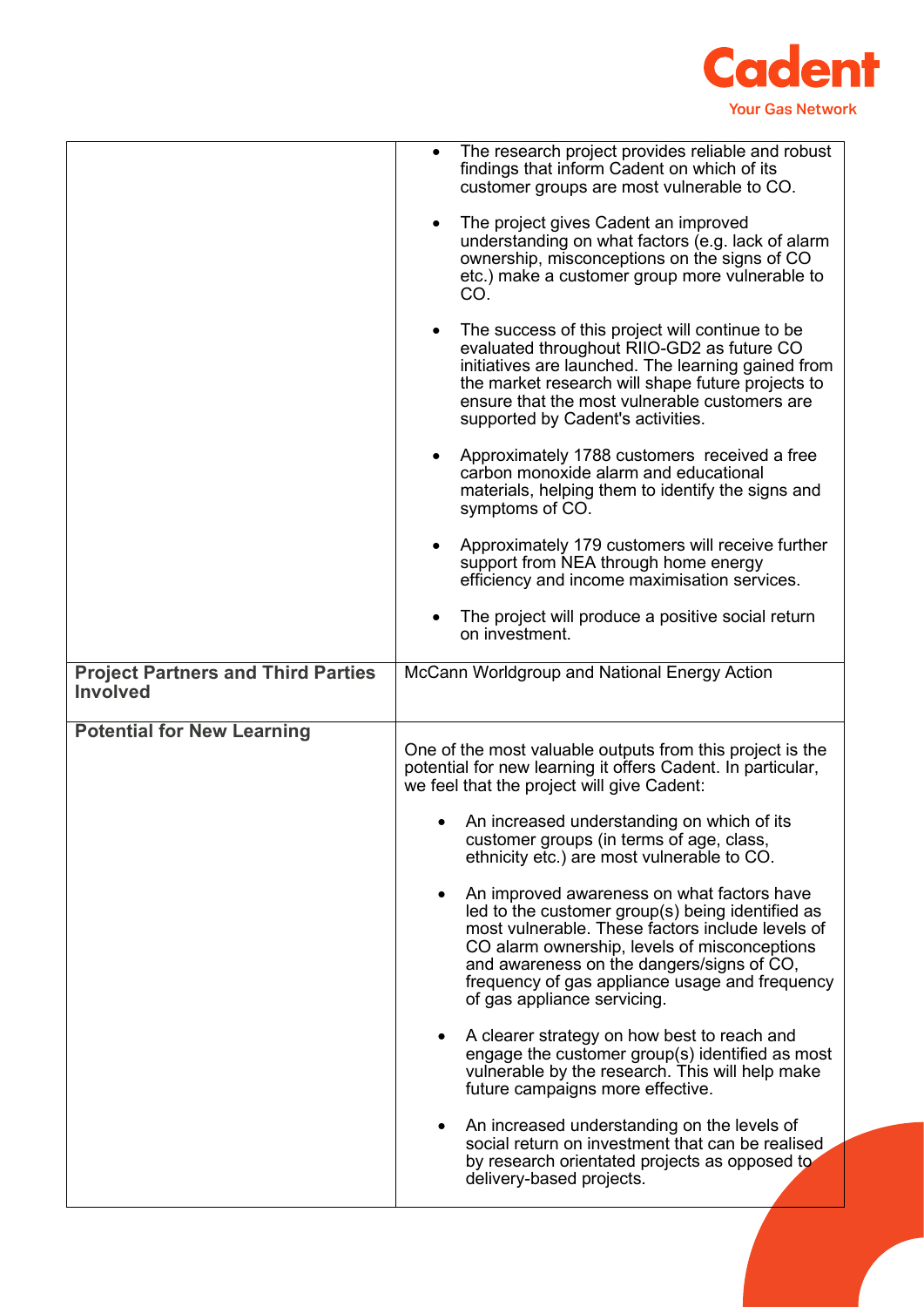| | |
|---|---|
| | <ul><li>The research project provides reliable and robust findings that inform Cadent on which of its customer groups are most vulnerable to CO.</li><li>The project gives Cadent an improved understanding on what factors (e.g. lack of alarm ownership, misconceptions on the signs of CO etc.) make a customer group more vulnerable to CO.</li><li>The success of this project will continue to be evaluated throughout RIIO-GD2 as future CO initiatives are launched. The learning gained from the market research will shape future projects to ensure that the most vulnerable customers are supported by Cadent's activities.</li><li>Approximately 1788 customers received a free carbon monoxide alarm and educational materials, helping them to identify the signs and symptoms of CO.</li><li>Approximately 179 customers will receive further support from NEA through home energy efficiency and income maximisation services.</li><li>The project will produce a positive social return on investment.</li></ul> |
| **Project Partners and Third Parties Involved** | McCann Worldgroup and National Energy Action |
| **Potential for New Learning** | One of the most valuable outputs from this project is the potential for new learning it offers Cadent. In particular, we feel that the project will give Cadent:<ul><li>An increased understanding on which of its customer groups (in terms of age, class, ethnicity etc.) are most vulnerable to CO.</li><li>An improved awareness on what factors have led to the customer group(s) being identified as most vulnerable. These factors include levels of CO alarm ownership, levels of misconceptions and awareness on the dangers/signs of CO, frequency of gas appliance usage and frequency of gas appliance servicing.</li><li>A clearer strategy on how best to reach and engage the customer group(s) identified as most vulnerable by the research. This will help make future campaigns more effective.</li><li>An increased understanding on the levels of social return on investment that can be realised by research orientated projects as opposed to delivery-based projects.</li></ul> |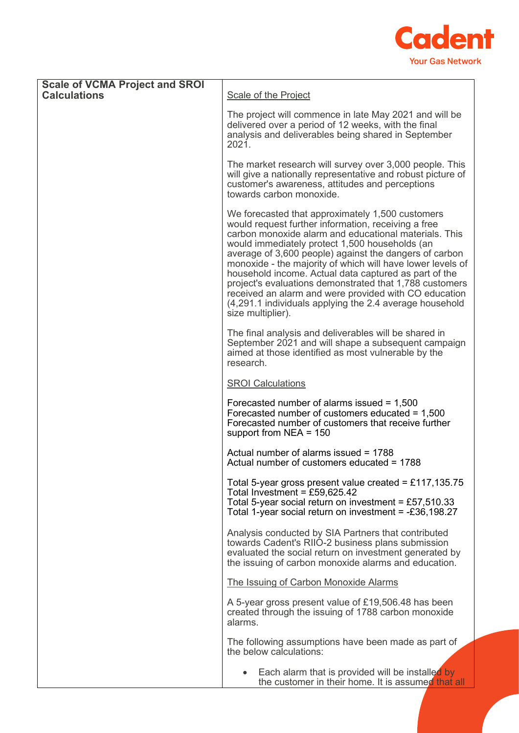| Scale of VCMA Project and SROI Calculations | Scale of the Project<br><br>The project will commence in late May 2021 and will be delivered over a period of 12 weeks, with the final analysis and deliverables being shared in September 2021.<br><br>The market research will survey over 3,000 people. This will give a nationally representative and robust picture of customer's awareness, attitudes and perceptions towards carbon monoxide.<br><br>We forecasted that approximately 1,500 customers would request further information, receiving a free carbon monoxide alarm and educational materials. This would immediately protect 1,500 households (an average of 3,600 people) against the dangers of carbon monoxide - the majority of which will have lower levels of household income. Actual data captured as part of the project's evaluations demonstrated that 1,788 customers received an alarm and were provided with CO education (4,291.1 individuals applying the 2.4 average household size multiplier).<br><br>The final analysis and deliverables will be shared in September 2021 and will shape a subsequent campaign aimed at those identified as most vulnerable by the research.<br><br>SROI Calculations<br><br>Forecasted number of alarms issued = 1,500<br>Forecasted number of customers educated = 1,500<br>Forecasted number of customers that receive further support from NEA = 150<br><br>Actual number of alarms issued = 1788<br>Actual number of customers educated = 1788<br><br>Total 5-year gross present value created = £117,135.75<br>Total Investment = £59,625.42<br>Total 5-year social return on investment = £57,510.33<br>Total 1-year social return on investment = -£36,198.27<br><br>Analysis conducted by SIA Partners that contributed towards Cadent's RIIO-2 business plans submission evaluated the social return on investment generated by the issuing of carbon monoxide alarms and education.<br><br>The Issuing of Carbon Monoxide Alarms<br><br>A 5-year gross present value of £19,506.48 has been created through the issuing of 1788 carbon monoxide alarms.<br><br>The following assumptions have been made as part of the below calculations:<br><br>• Each alarm that is provided will be installed by the customer in their home. It is assumed that all |
|---|---|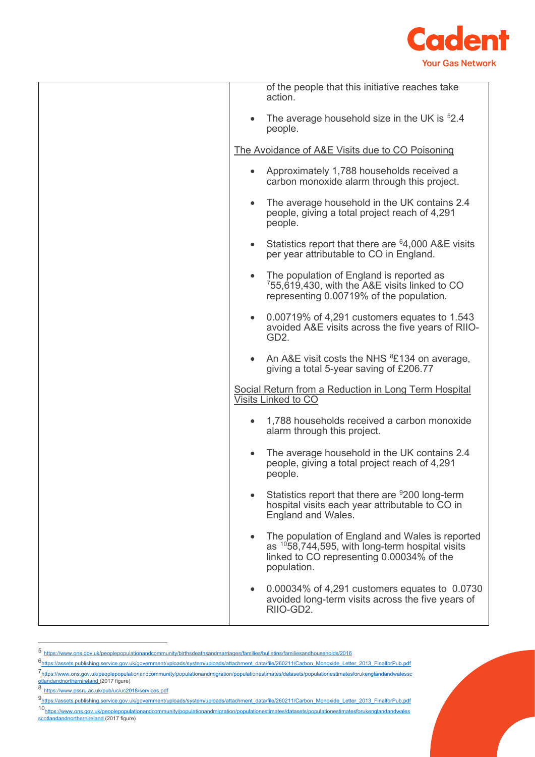| | of the people that this initiative reaches take action.<br><br>• The average household size in the UK is [5]2.4 people.<br><br><u>The Avoidance of A&E Visits due to CO Poisoning</u><br><br>• Approximately 1,788 households received a carbon monoxide alarm through this project.<br><br>• The average household in the UK contains 2.4 people, giving a total project reach of 4,291 people.<br><br>• Statistics report that there are [6]4,000 A&E visits per year attributable to CO in England.<br><br>• The population of England is reported as [7]55,619,430, with the A&E visits linked to CO representing 0.00719% of the population.<br><br>• 0.00719% of 4,291 customers equates to 1.543 avoided A&E visits across the five years of RIIO-GD2.<br><br>• An A&E visit costs the NHS [8]£134 on average, giving a total 5-year saving of £206.77<br><br><u>Social Return from a Reduction in Long Term Hospital Visits Linked to CO</u><br><br>• 1,788 households received a carbon monoxide alarm through this project.<br><br>• The average household in the UK contains 2.4 people, giving a total project reach of 4,291 people.<br><br>• Statistics report that there are [9]200 long-term hospital visits each year attributable to CO in England and Wales.<br><br>• The population of England and Wales is reported as [10]58,744,595, with long-term hospital visits linked to CO representing 0.00034% of the population.<br><br>• 0.00034% of 4,291 customers equates to 0.0730 avoided long-term visits across the five years of RIIO-GD2. |
|---|---|

---

[5] https://www.ons.gov.uk/peoplepopulationandcommunity/birthsdeathsandmarriages/families/bulletins/familiesandhouseholds/2016

[6] https://assets.publishing.service.gov.uk/government/uploads/system/uploads/attachment_data/file/260211/Carbon_Monoxide_Letter_2013_FinalforPub.pdf

[7] https://www.ons.gov.uk/peoplepopulationandcommunity/populationandmigration/populationestimates/datasets/populationestimatesforukenglandandwalesscotlandandnorthernireland (2017 figure)

[8] https://www.pssru.ac.uk/pub/uc/uc2018/services.pdf

[9] https://assets.publishing.service.gov.uk/government/uploads/system/uploads/attachment_data/file/260211/Carbon_Monoxide_Letter_2013_FinalforPub.pdf

[10] https://www.ons.gov.uk/peoplepopulationandcommunity/populationandmigration/populationestimates/datasets/populationestimatesforukenglandandwalesscotlandandnorthernireland (2017 figure)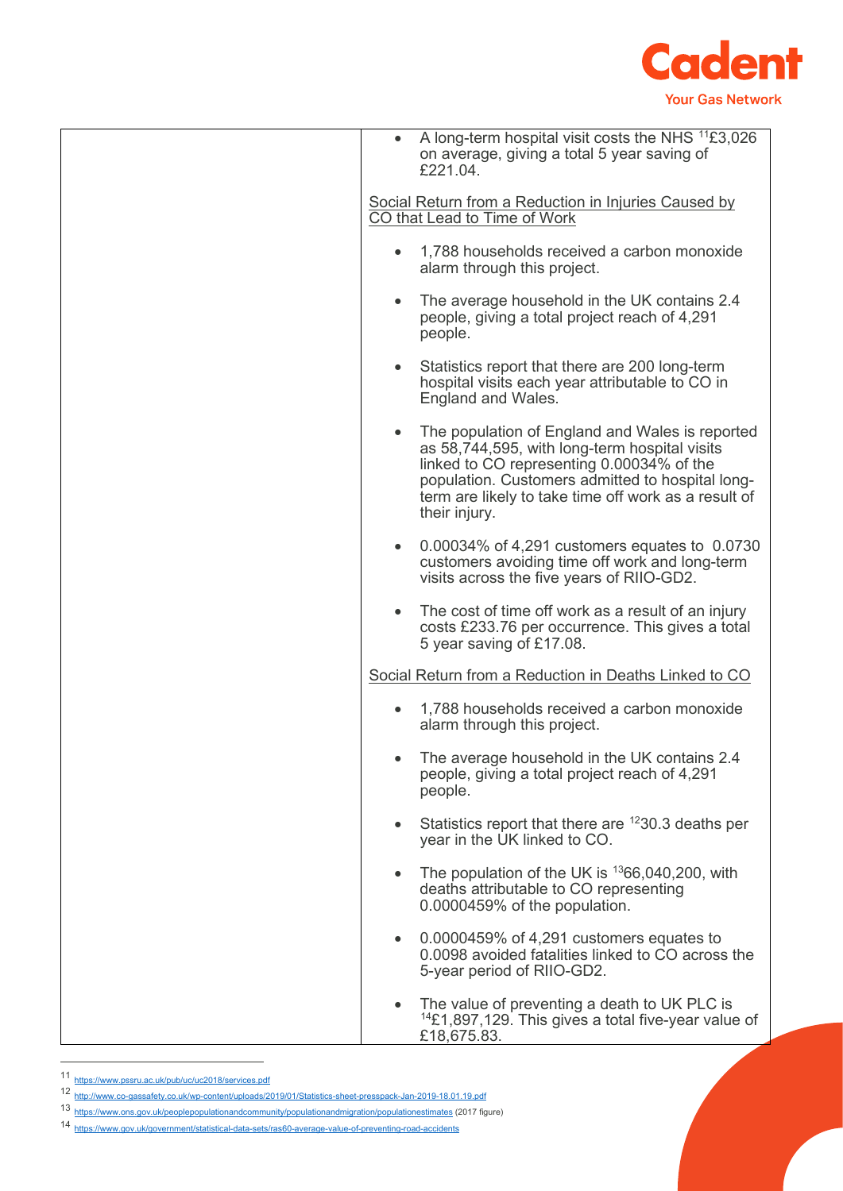| | • A long-term hospital visit costs the NHS [11]£3,026 on average, giving a total 5 year saving of £221.04.<br><br><u>Social Return from a Reduction in Injuries Caused by CO that Lead to Time of Work</u><br><br>• 1,788 households received a carbon monoxide alarm through this project.<br><br>• The average household in the UK contains 2.4 people, giving a total project reach of 4,291 people.<br><br>• Statistics report that there are 200 long-term hospital visits each year attributable to CO in England and Wales.<br><br>• The population of England and Wales is reported as 58,744,595, with long-term hospital visits linked to CO representing 0.00034% of the population. Customers admitted to hospital long-term are likely to take time off work as a result of their injury.<br><br>• 0.00034% of 4,291 customers equates to 0.0730 customers avoiding time off work and long-term visits across the five years of RIIO-GD2.<br><br>• The cost of time off work as a result of an injury costs £233.76 per occurrence. This gives a total 5 year saving of £17.08.<br><br><u>Social Return from a Reduction in Deaths Linked to CO</u><br><br>• 1,788 households received a carbon monoxide alarm through this project.<br><br>• The average household in the UK contains 2.4 people, giving a total project reach of 4,291 people.<br><br>• Statistics report that there are [12]30.3 deaths per year in the UK linked to CO.<br><br>• The population of the UK is [13]66,040,200, with deaths attributable to CO representing 0.0000459% of the population.<br><br>• 0.0000459% of 4,291 customers equates to 0.0098 avoided fatalities linked to CO across the 5-year period of RIIO-GD2.<br><br>• The value of preventing a death to UK PLC is [14]£1,897,129. This gives a total five-year value of £18,675.83. |
|---|---|

[11] https://www.pssru.ac.uk/pub/uc/uc2018/services.pdf

[12] http://www.co-gassafety.co.uk/wp-content/uploads/2019/01/Statistics-sheet-presspack-Jan-2019-18.01.19.pdf

[13] https://www.ons.gov.uk/peoplepopulationandcommunity/populationandmigration/populationestimates (2017 figure)

[14] https://www.gov.uk/government/statistical-data-sets/ras60-average-value-of-preventing-road-accidents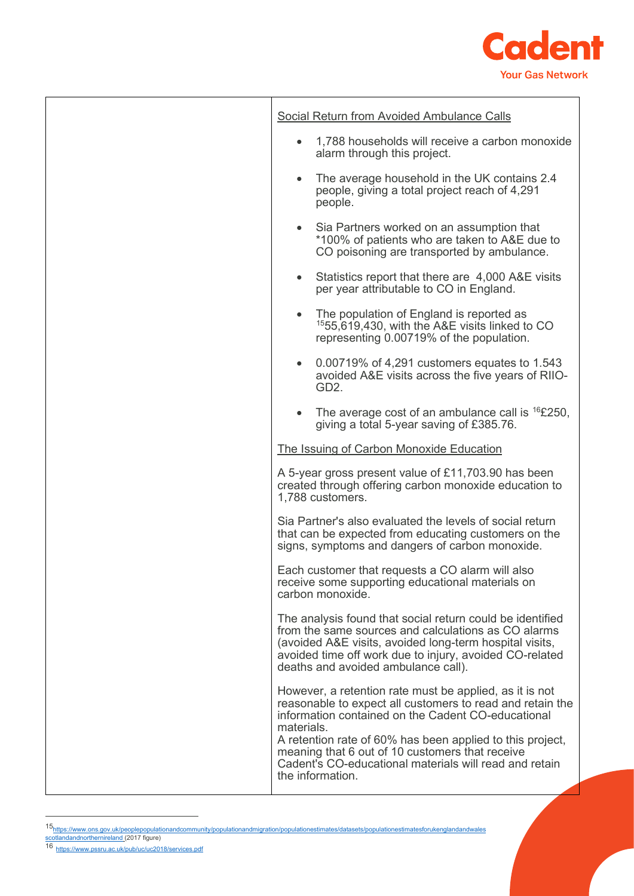| | Social Return from Avoided Ambulance Calls<br><br>• 1,788 households will receive a carbon monoxide alarm through this project.<br>• The average household in the UK contains 2.4 people, giving a total project reach of 4,291 people.<br>• Sia Partners worked on an assumption that *100% of patients who are taken to A&E due to CO poisoning are transported by ambulance.<br>• Statistics report that there are 4,000 A&E visits per year attributable to CO in England.<br>• The population of England is reported as [15]55,619,430, with the A&E visits linked to CO representing 0.00719% of the population.<br>• 0.00719% of 4,291 customers equates to 1.543 avoided A&E visits across the five years of RIIO-GD2.<br>• The average cost of an ambulance call is [16]£250, giving a total 5-year saving of £385.76.<br><br>The Issuing of Carbon Monoxide Education<br><br>A 5-year gross present value of £11,703.90 has been created through offering carbon monoxide education to 1,788 customers.<br><br>Sia Partner's also evaluated the levels of social return that can be expected from educating customers on the signs, symptoms and dangers of carbon monoxide.<br><br>Each customer that requests a CO alarm will also receive some supporting educational materials on carbon monoxide.<br><br>The analysis found that social return could be identified from the same sources and calculations as CO alarms (avoided A&E visits, avoided long-term hospital visits, avoided time off work due to injury, avoided CO-related deaths and avoided ambulance call).<br><br>However, a retention rate must be applied, as it is not reasonable to expect all customers to read and retain the information contained on the Cadent CO-educational materials.<br>A retention rate of 60% has been applied to this project, meaning that 6 out of 10 customers that receive Cadent's CO-educational materials will read and retain the information. |
|---|---|

[15] https://www.ons.gov.uk/peoplepopulationandcommunity/populationandmigration/populationestimates/datasets/populationestimatesforukenglandandwalesscotlandandnorthernireland (2017 figure)

[16] https://www.pssru.ac.uk/pub/uc/uc2018/services.pdf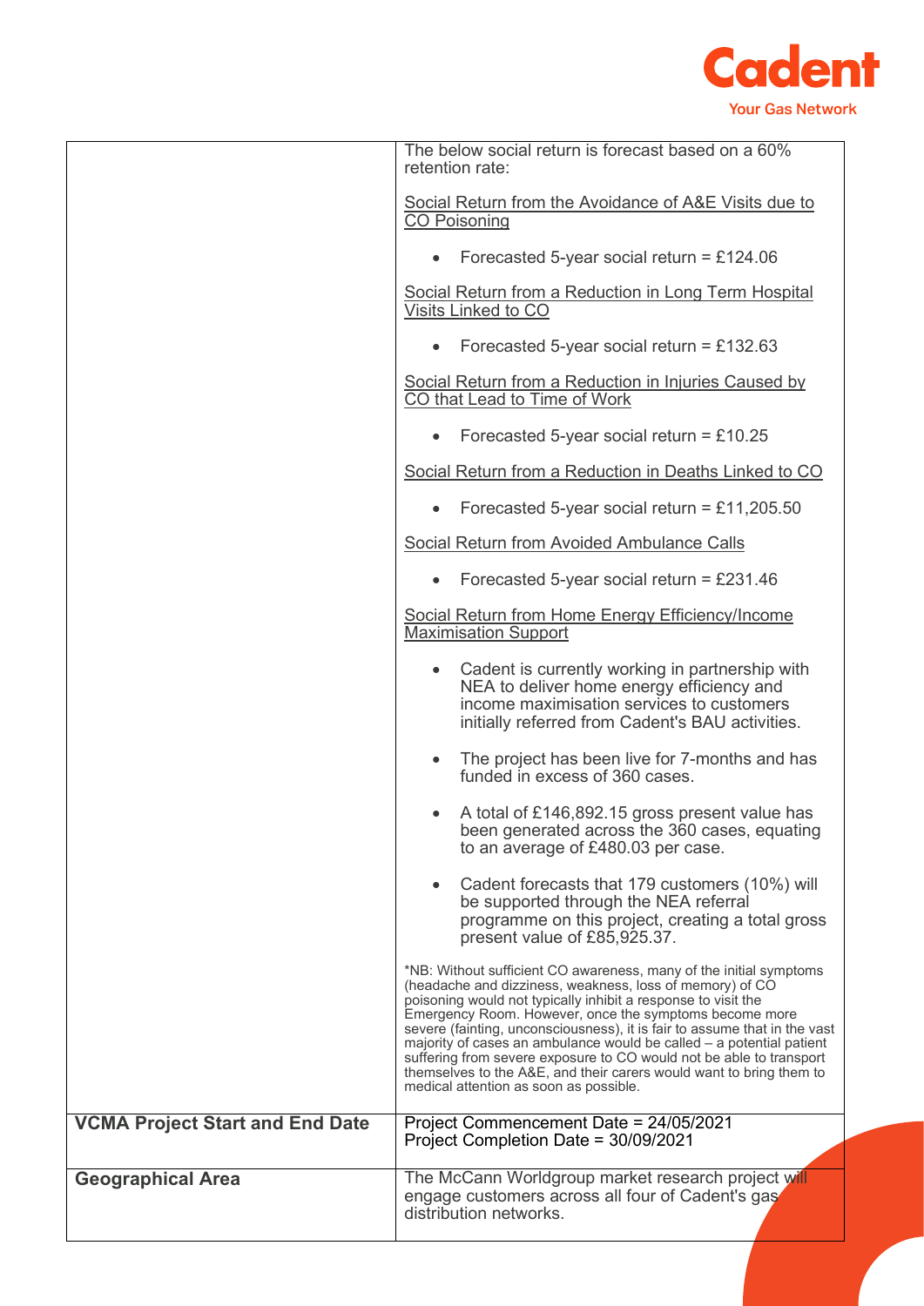| | |
|---|---|
| | The below social return is forecast based on a 60% retention rate:<br><br><u>Social Return from the Avoidance of A&E Visits due to CO Poisoning</u><br><br>• Forecasted 5-year social return = £124.06<br><br><u>Social Return from a Reduction in Long Term Hospital Visits Linked to CO</u><br><br>• Forecasted 5-year social return = £132.63<br><br><u>Social Return from a Reduction in Injuries Caused by CO that Lead to Time of Work</u><br><br>• Forecasted 5-year social return = £10.25<br><br><u>Social Return from a Reduction in Deaths Linked to CO</u><br><br>• Forecasted 5-year social return = £11,205.50<br><br><u>Social Return from Avoided Ambulance Calls</u><br><br>• Forecasted 5-year social return = £231.46<br><br><u>Social Return from Home Energy Efficiency/Income Maximisation Support</u><br><br>• Cadent is currently working in partnership with NEA to deliver home energy efficiency and income maximisation services to customers initially referred from Cadent's BAU activities.<br><br>• The project has been live for 7-months and has funded in excess of 360 cases.<br><br>• A total of £146,892.15 gross present value has been generated across the 360 cases, equating to an average of £480.03 per case.<br><br>• Cadent forecasts that 179 customers (10%) will be supported through the NEA referral programme on this project, creating a total gross present value of £85,925.37.<br><br>*NB: Without sufficient CO awareness, many of the initial symptoms (headache and dizziness, weakness, loss of memory) of CO poisoning would not typically inhibit a response to visit the Emergency Room. However, once the symptoms become more severe (fainting, unconsciousness), it is fair to assume that in the vast majority of cases an ambulance would be called – a potential patient suffering from severe exposure to CO would not be able to transport themselves to the A&E, and their carers would want to bring them to medical attention as soon as possible. |
| **VCMA Project Start and End Date** | Project Commencement Date = 24/05/2021<br>Project Completion Date = 30/09/2021 |
| **Geographical Area** | The McCann Worldgroup market research project will engage customers across all four of Cadent's gas distribution networks. |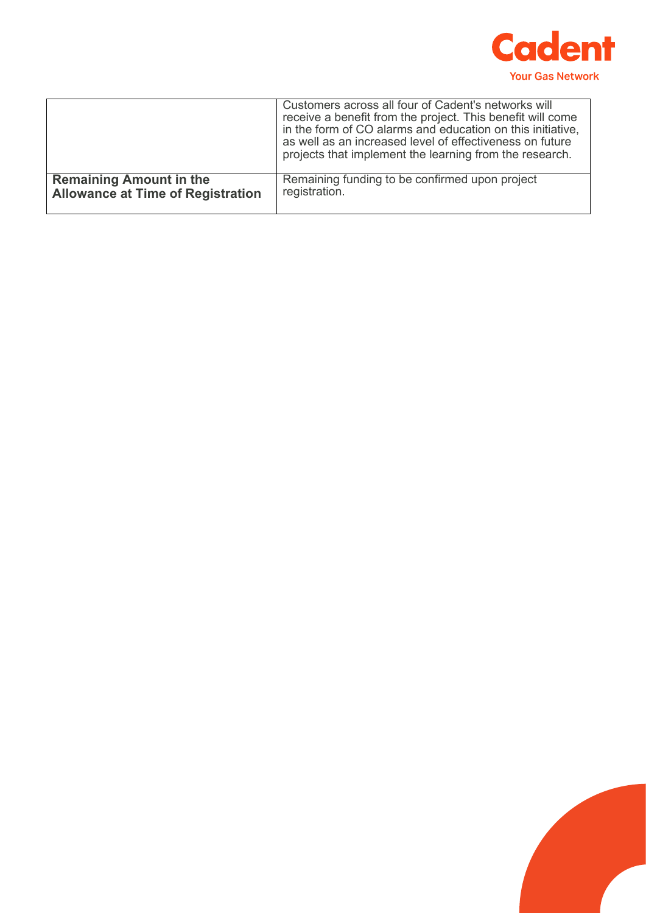| | |
|---|---|
| | Customers across all four of Cadent's networks will receive a benefit from the project. This benefit will come in the form of CO alarms and education on this initiative, as well as an increased level of effectiveness on future projects that implement the learning from the research. |
| **Remaining Amount in the Allowance at Time of Registration** | Remaining funding to be confirmed upon project registration. |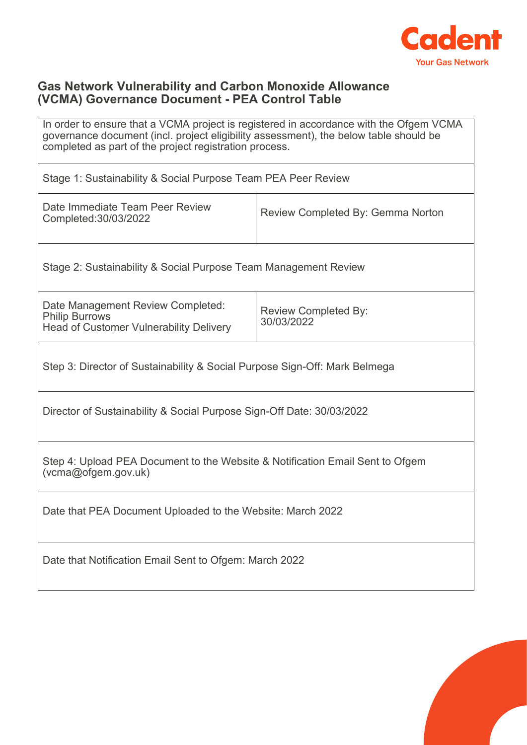Cadent
Your Gas Network

## Gas Network Vulnerability and Carbon Monoxide Allowance (VCMA) Governance Document - PEA Control Table

| | |
|---|---|
| In order to ensure that a VCMA project is registered in accordance with the Ofgem VCMA governance document (incl. project eligibility assessment), the below table should be completed as part of the project registration process. | |
| Stage 1: Sustainability & Social Purpose Team PEA Peer Review | |
| Date Immediate Team Peer Review Completed:30/03/2022 | Review Completed By: Gemma Norton |
| Stage 2: Sustainability & Social Purpose Team Management Review | |
| Date Management Review Completed: Philip Burrows Head of Customer Vulnerability Delivery | Review Completed By: 30/03/2022 |
| Step 3: Director of Sustainability & Social Purpose Sign-Off: Mark Belmega | |
| Director of Sustainability & Social Purpose Sign-Off Date: 30/03/2022 | |
| Step 4: Upload PEA Document to the Website & Notification Email Sent to Ofgem (vcma@ofgem.gov.uk) | |
| Date that PEA Document Uploaded to the Website: March 2022 | |
| Date that Notification Email Sent to Ofgem: March 2022 | |